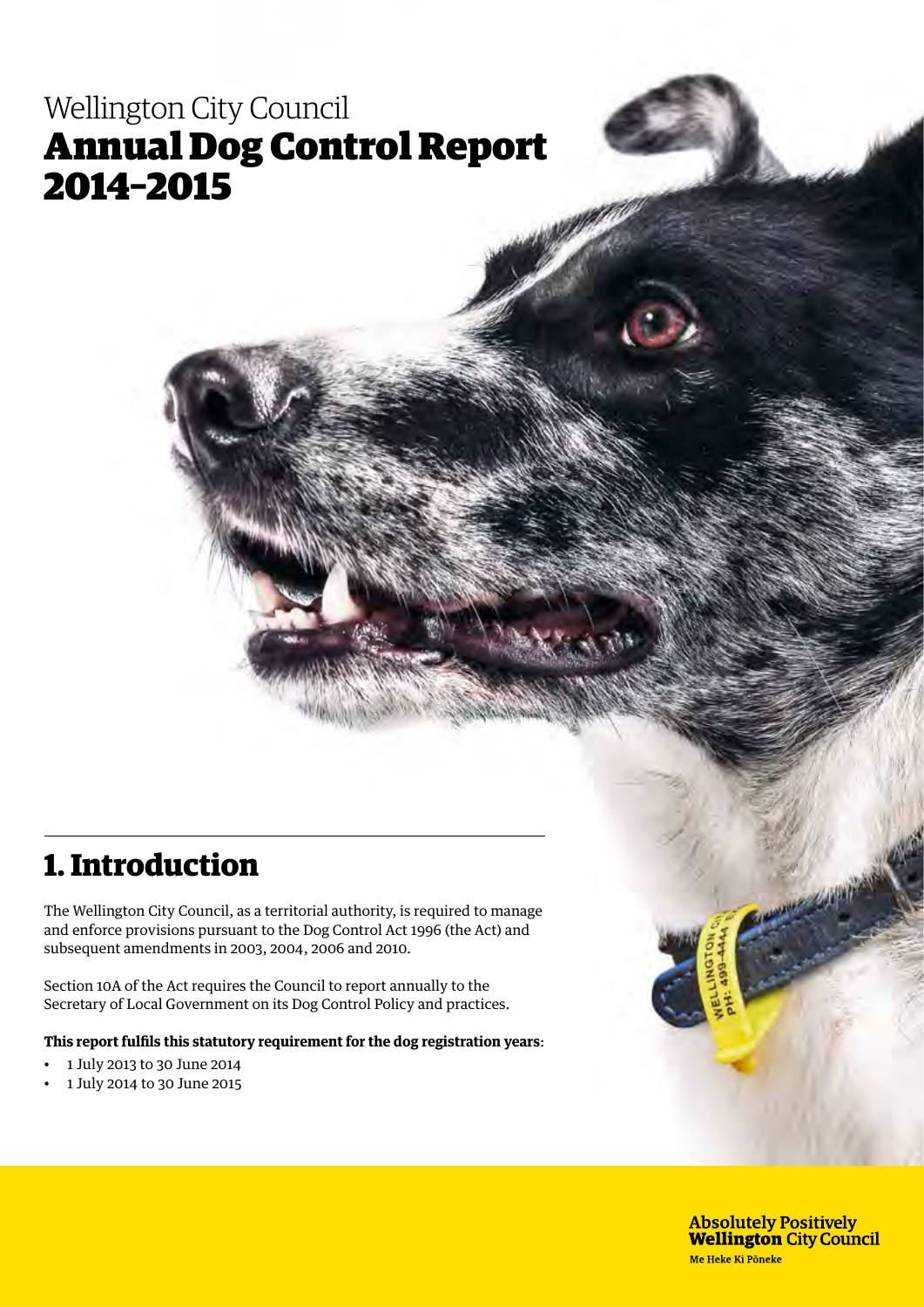# Wellington City Council
# Annual Dog Control Report 2014–2015

## 1. Introduction

The Wellington City Council, as a territorial authority, is required to manage and enforce provisions pursuant to the Dog Control Act 1996 (the Act) and subsequent amendments in 2003, 2004, 2006 and 2010.

Section 10A of the Act requires the Council to report annually to the Secretary of Local Government on its Dog Control Policy and practices.

**This report fulfils this statutory requirement for the dog registration years:**

- 1 July 2013 to 30 June 2014
- 1 July 2014 to 30 June 2015

**Absolutely Positively Wellington City Council**
Me Heke Ki Pōneke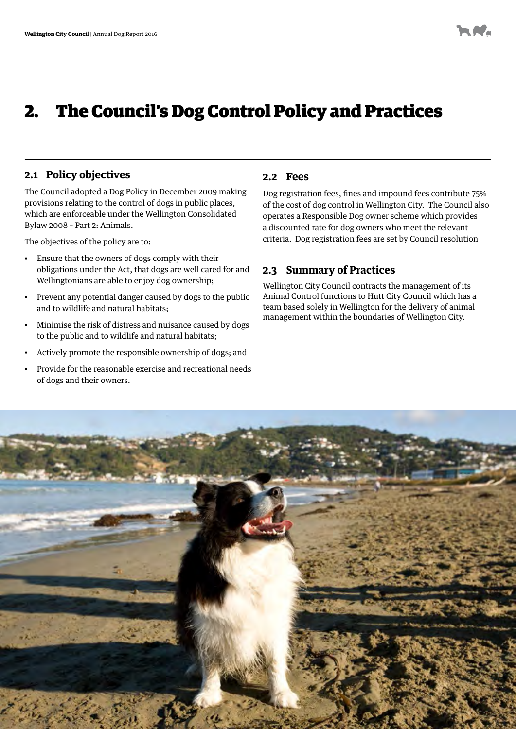# 2. The Council's Dog Control Policy and Practices

## 2.1 Policy objectives

The Council adopted a Dog Policy in December 2009 making provisions relating to the control of dogs in public places, which are enforceable under the Wellington Consolidated Bylaw 2008 - Part 2: Animals.

The objectives of the policy are to:

- Ensure that the owners of dogs comply with their obligations under the Act, that dogs are well cared for and Wellingtonians are able to enjoy dog ownership;
- Prevent any potential danger caused by dogs to the public and to wildlife and natural habitats;
- Minimise the risk of distress and nuisance caused by dogs to the public and to wildlife and natural habitats;
- Actively promote the responsible ownership of dogs; and
- Provide for the reasonable exercise and recreational needs of dogs and their owners.

## 2.2 Fees

Dog registration fees, fines and impound fees contribute 75% of the cost of dog control in Wellington City. The Council also operates a Responsible Dog owner scheme which provides a discounted rate for dog owners who meet the relevant criteria. Dog registration fees are set by Council resolution

## 2.3 Summary of Practices

Wellington City Council contracts the management of its Animal Control functions to Hutt City Council which has a team based solely in Wellington for the delivery of animal management within the boundaries of Wellington City.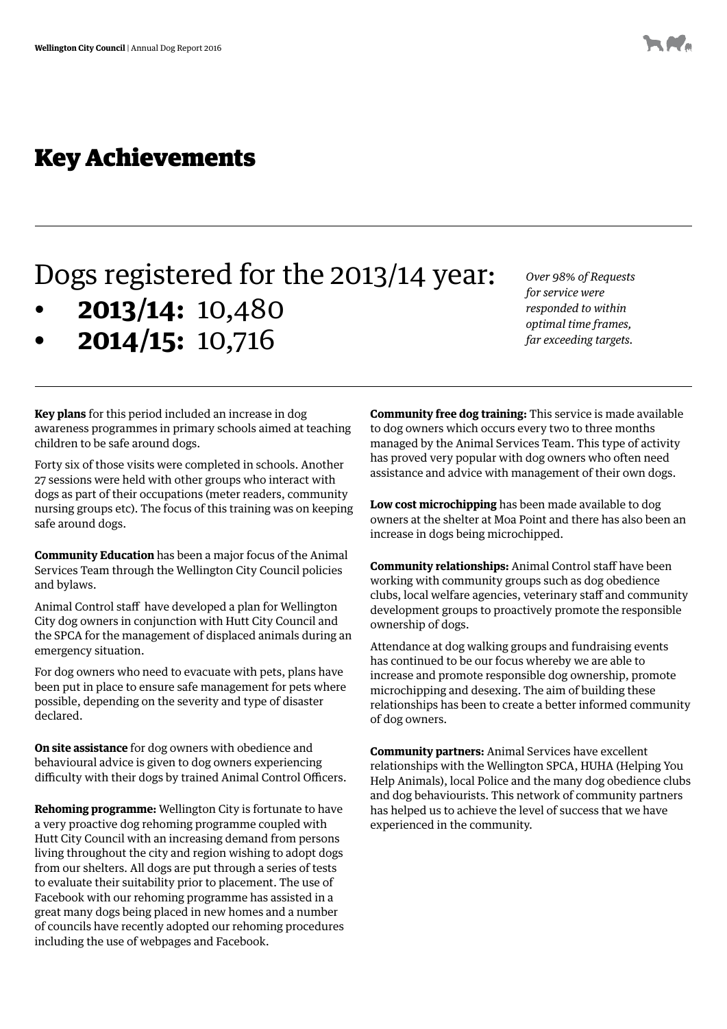# Key Achievements

## Dogs registered for the 2013/14 year:

- **2013/14:** 10,480
- **2014/15:** 10,716

*Over 98% of Requests for service were responded to within optimal time frames, far exceeding targets.*

**Key plans** for this period included an increase in dog awareness programmes in primary schools aimed at teaching children to be safe around dogs.

Forty six of those visits were completed in schools. Another 27 sessions were held with other groups who interact with dogs as part of their occupations (meter readers, community nursing groups etc). The focus of this training was on keeping safe around dogs.

**Community Education** has been a major focus of the Animal Services Team through the Wellington City Council policies and bylaws.

Animal Control staff have developed a plan for Wellington City dog owners in conjunction with Hutt City Council and the SPCA for the management of displaced animals during an emergency situation.

For dog owners who need to evacuate with pets, plans have been put in place to ensure safe management for pets where possible, depending on the severity and type of disaster declared.

**On site assistance** for dog owners with obedience and behavioural advice is given to dog owners experiencing difficulty with their dogs by trained Animal Control Officers.

**Rehoming programme:** Wellington City is fortunate to have a very proactive dog rehoming programme coupled with Hutt City Council with an increasing demand from persons living throughout the city and region wishing to adopt dogs from our shelters. All dogs are put through a series of tests to evaluate their suitability prior to placement. The use of Facebook with our rehoming programme has assisted in a great many dogs being placed in new homes and a number of councils have recently adopted our rehoming procedures including the use of webpages and Facebook.

**Community free dog training:** This service is made available to dog owners which occurs every two to three months managed by the Animal Services Team. This type of activity has proved very popular with dog owners who often need assistance and advice with management of their own dogs.

**Low cost microchipping** has been made available to dog owners at the shelter at Moa Point and there has also been an increase in dogs being microchipped.

**Community relationships:** Animal Control staff have been working with community groups such as dog obedience clubs, local welfare agencies, veterinary staff and community development groups to proactively promote the responsible ownership of dogs.

Attendance at dog walking groups and fundraising events has continued to be our focus whereby we are able to increase and promote responsible dog ownership, promote microchipping and desexing. The aim of building these relationships has been to create a better informed community of dog owners.

**Community partners:** Animal Services have excellent relationships with the Wellington SPCA, HUHA (Helping You Help Animals), local Police and the many dog obedience clubs and dog behaviourists. This network of community partners has helped us to achieve the level of success that we have experienced in the community.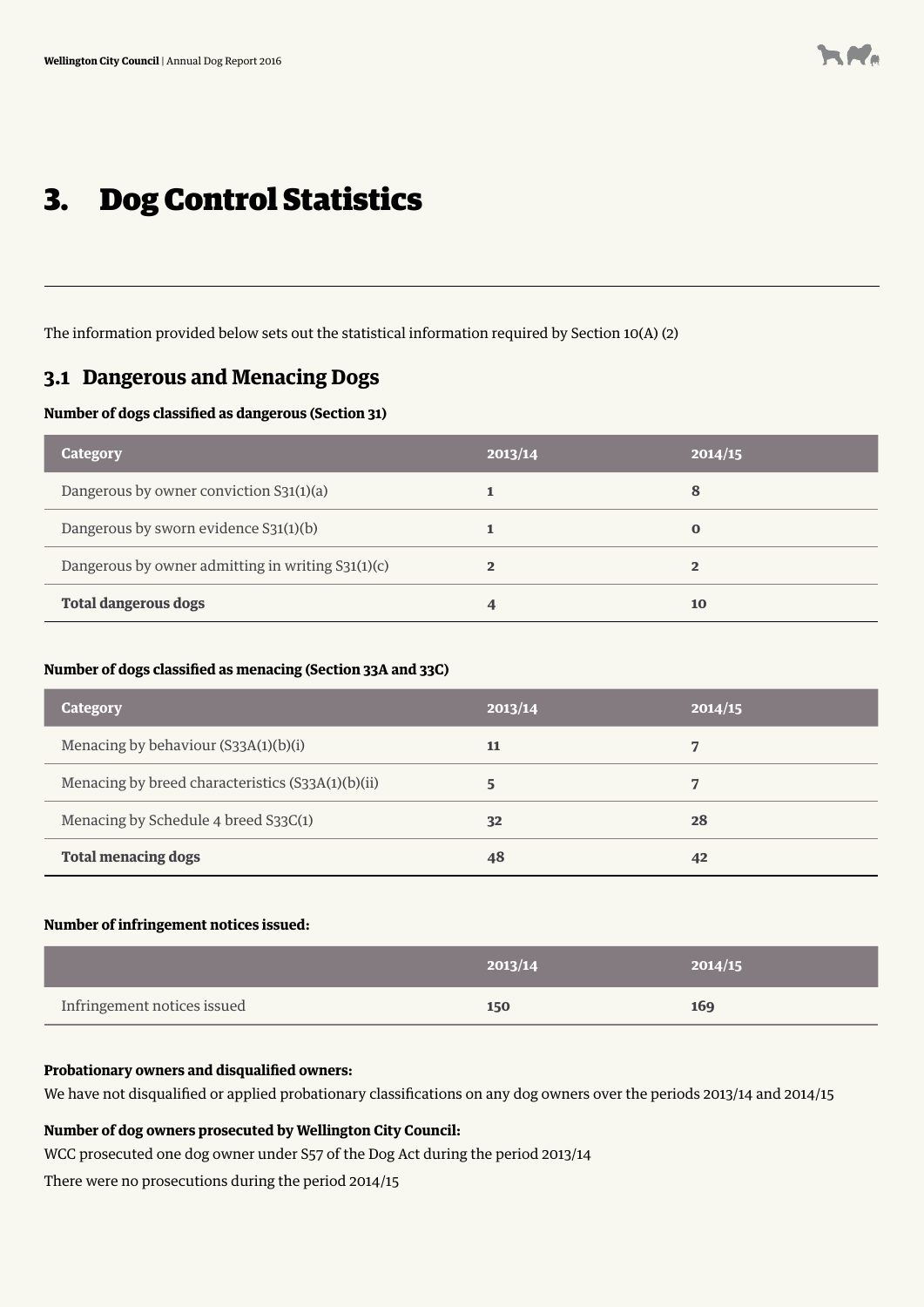# 3. Dog Control Statistics

The information provided below sets out the statistical information required by Section 10(A) (2)

## 3.1 Dangerous and Menacing Dogs

**Number of dogs classified as dangerous (Section 31)**

| Category | 2013/14 | 2014/15 |
|---|---|---|
| Dangerous by owner conviction S31(1)(a) | 1 | 8 |
| Dangerous by sworn evidence S31(1)(b) | 1 | 0 |
| Dangerous by owner admitting in writing S31(1)(c) | 2 | 2 |
| **Total dangerous dogs** | **4** | **10** |

**Number of dogs classified as menacing (Section 33A and 33C)**

| Category | 2013/14 | 2014/15 |
|---|---|---|
| Menacing by behaviour (S33A(1)(b)(i) | 11 | 7 |
| Menacing by breed characteristics (S33A(1)(b)(ii) | 5 | 7 |
| Menacing by Schedule 4 breed S33C(1) | 32 | 28 |
| **Total menacing dogs** | **48** | **42** |

**Number of infringement notices issued:**

| | 2013/14 | 2014/15 |
|---|---|---|
| Infringement notices issued | 150 | 169 |

**Probationary owners and disqualified owners:**

We have not disqualified or applied probationary classifications on any dog owners over the periods 2013/14 and 2014/15

**Number of dog owners prosecuted by Wellington City Council:**

WCC prosecuted one dog owner under S57 of the Dog Act during the period 2013/14

There were no prosecutions during the period 2014/15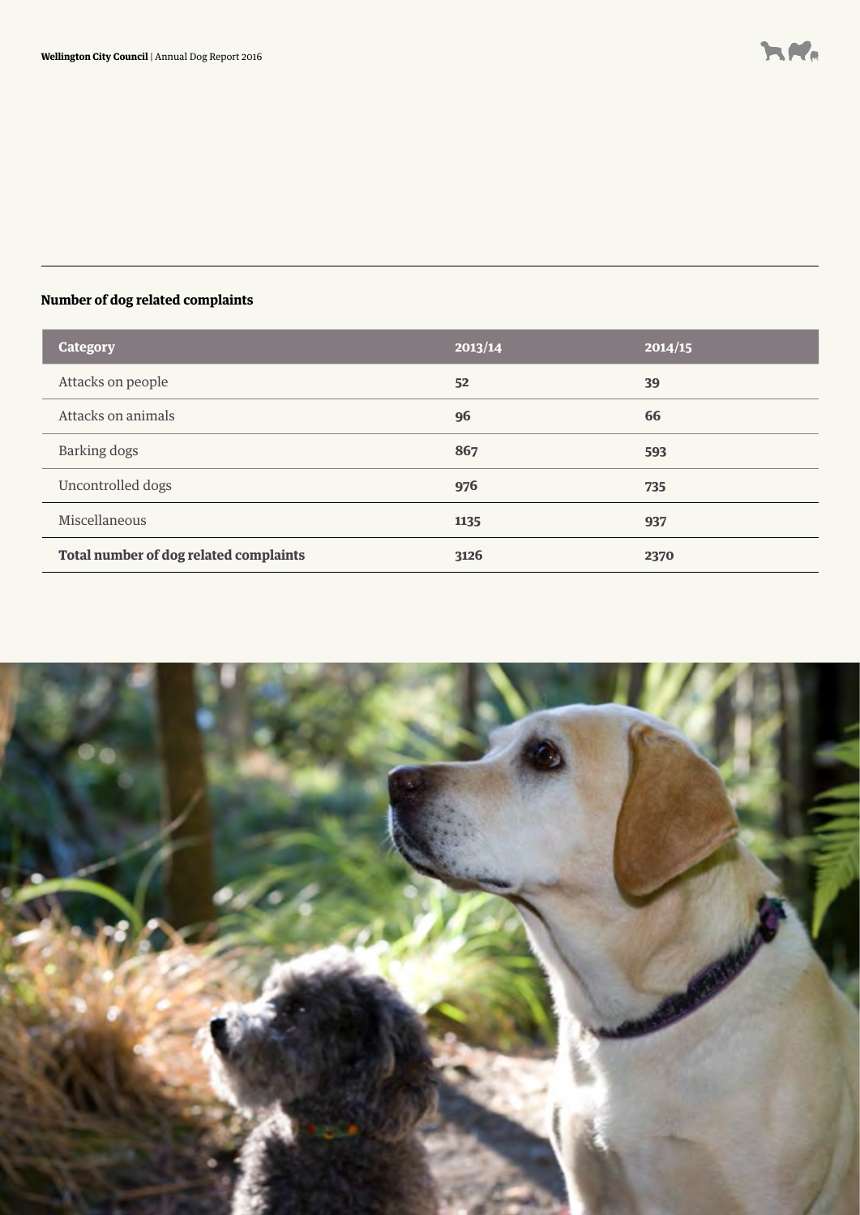**Number of dog related complaints**

| Category | 2013/14 | 2014/15 |
|---|---|---|
| Attacks on people | **52** | **39** |
| Attacks on animals | **96** | **66** |
| Barking dogs | **867** | **593** |
| Uncontrolled dogs | **976** | **735** |
| Miscellaneous | **1135** | **937** |
| **Total number of dog related complaints** | **3126** | **2370** |